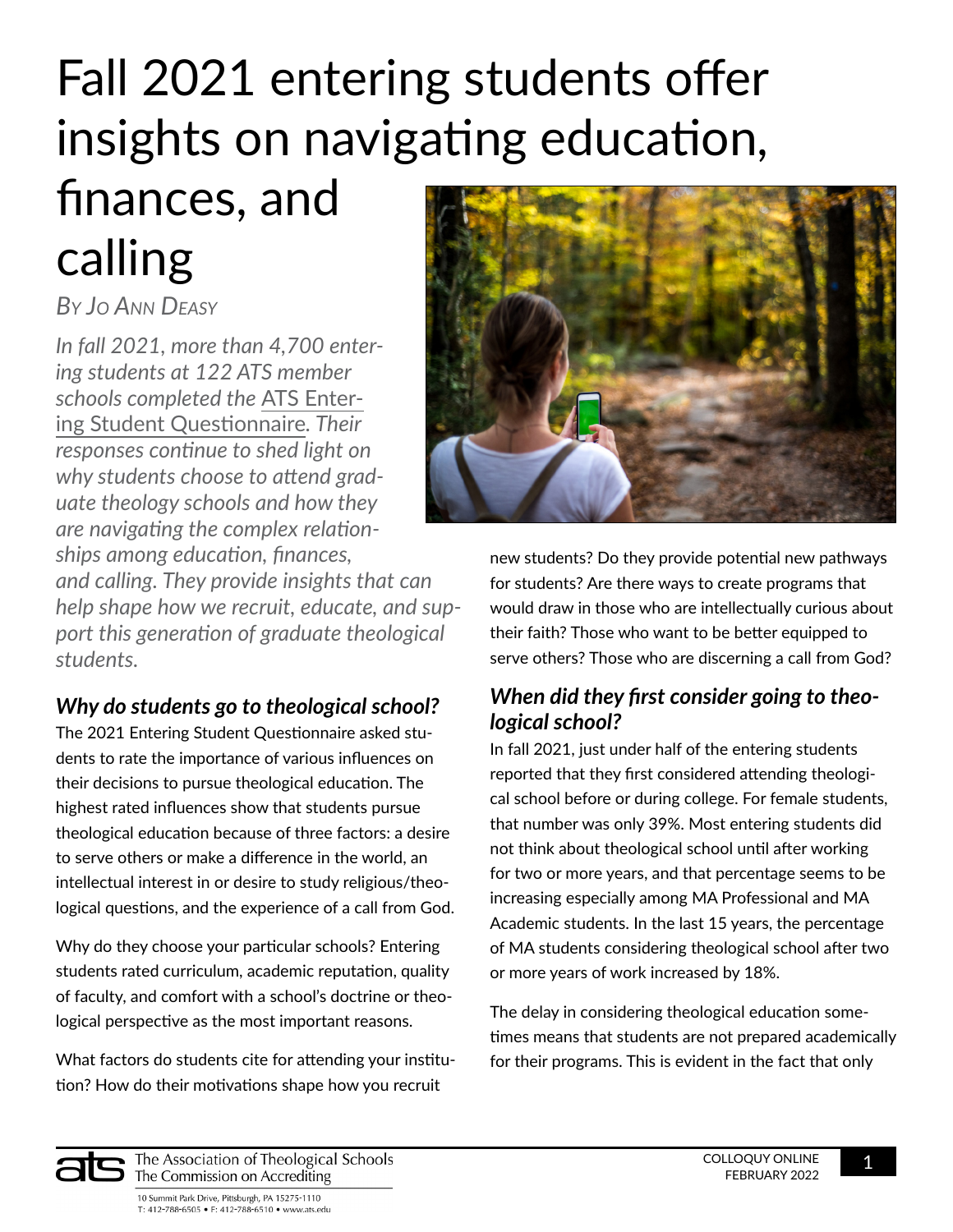# Fall 2021 entering students offer insights on navigating education, finances, and calling

*By Jo Ann Deasy*

*In fall 2021, more than 4,700 entering students at 122 ATS member schools completed the ATS Entering Student Questionnaire. Their responses continue to shed light on why students choose to attend graduate theology schools and how they are navigating the complex relationships among education, finances, and calling. They provide insights that can help shape how we recruit, educate, and support this generation of graduate theological students.*

### *Why do students go to theological school?*

The 2021 Entering Student Questionnaire asked students to rate the importance of various influences on their decisions to pursue theological education. The highest rated influences show that students pursue theological education because of three factors: a desire to serve others or make a difference in the world, an intellectual interest in or desire to study religious/theological questions, and the experience of a call from God.

Why do they choose your particular schools? Entering students rated curriculum, academic reputation, quality of faculty, and comfort with a school's doctrine or theological perspective as the most important reasons.

What factors do students cite for attending your institution? How do their motivations shape how you recruit new students? Do they provide potential new pathways for students? Are there ways to create programs that would draw in those who are intellectually curious about their faith? Those who want to be better equipped to serve others? Those who are discerning a call from God?

### *When did they first consider going to theological school?*

In fall 2021, just under half of the entering students reported that they first considered attending theological school before or during college. For female students, that number was only 39%. Most entering students did not think about theological school until after working for two or more years, and that percentage seems to be increasing especially among MA Professional and MA Academic students. In the last 15 years, the percentage of MA students considering theological school after two or more years of work increased by 18%.

The delay in considering theological education sometimes means that students are not prepared academically for their programs. This is evident in the fact that only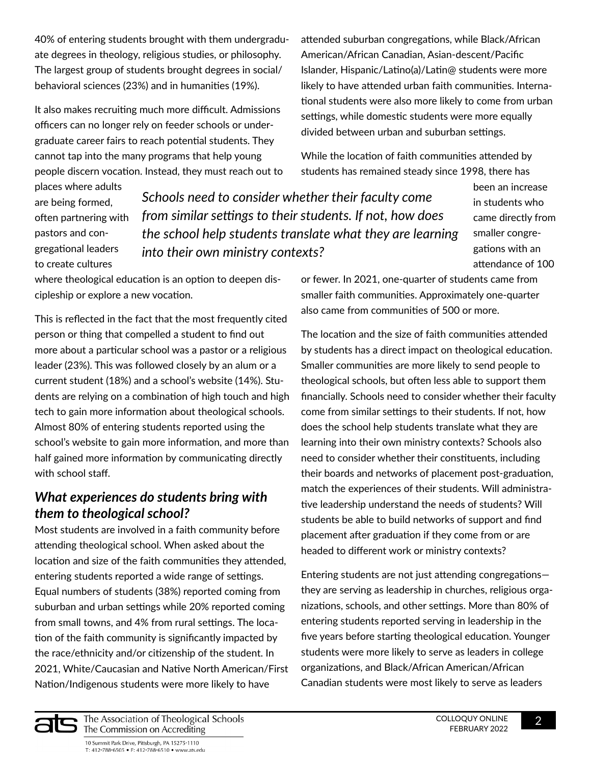40% of entering students brought with them undergraduate degrees in theology, religious studies, or philosophy. The largest group of students brought degrees in social/behavioral sciences (23%) and in humanities (19%).

It also makes recruiting much more difficult. Admissions officers can no longer rely on feeder schools or undergraduate career fairs to reach potential students. They cannot tap into the many programs that help young people discern vocation. Instead, they must reach out to places where adults are being formed, often partnering with pastors and congregational leaders to create cultures where theological education is an option to deepen discipleship or explore a new vocation.

This is reflected in the fact that the most frequently cited person or thing that compelled a student to find out more about a particular school was a pastor or a religious leader (23%). This was followed closely by an alum or a current student (18%) and a school's website (14%). Students are relying on a combination of high touch and high tech to gain more information about theological schools. Almost 80% of entering students reported using the school's website to gain more information, and more than half gained more information by communicating directly with school staff.

### *What experiences do students bring with them to theological school?*

Most students are involved in a faith community before attending theological school. When asked about the location and size of the faith communities they attended, entering students reported a wide range of settings. Equal numbers of students (38%) reported coming from suburban and urban settings while 20% reported coming from small towns, and 4% from rural settings. The location of the faith community is significantly impacted by the race/ethnicity and/or citizenship of the student. In 2021, White/Caucasian and Native North American/First Nation/Indigenous students were more likely to have attended suburban congregations, while Black/African American/African Canadian, Asian-descent/Pacific Islander, Hispanic/Latino(a)/Latin@ students were more likely to have attended urban faith communities. International students were also more likely to come from urban settings, while domestic students were more equally divided between urban and suburban settings.

While the location of faith communities attended by students has remained steady since 1998, there has been an increase in students who came directly from smaller congregations with an attendance of 100 or fewer. In 2021, one-quarter of students came from smaller faith communities. Approximately one-quarter also came from communities of 500 or more.

*Schools need to consider whether their faculty come from similar settings to their students. If not, how does the school help students translate what they are learning into their own ministry contexts?*

The location and the size of faith communities attended by students has a direct impact on theological education. Smaller communities are more likely to send people to theological schools, but often less able to support them financially. Schools need to consider whether their faculty come from similar settings to their students. If not, how does the school help students translate what they are learning into their own ministry contexts? Schools also need to consider whether their constituents, including their boards and networks of placement post-graduation, match the experiences of their students. Will administrative leadership understand the needs of students? Will students be able to build networks of support and find placement after graduation if they come from or are headed to different work or ministry contexts?

Entering students are not just attending congregations—they are serving as leadership in churches, religious organizations, schools, and other settings. More than 80% of entering students reported serving in leadership in the five years before starting theological education. Younger students were more likely to serve as leaders in college organizations, and Black/African American/African Canadian students were most likely to serve as leaders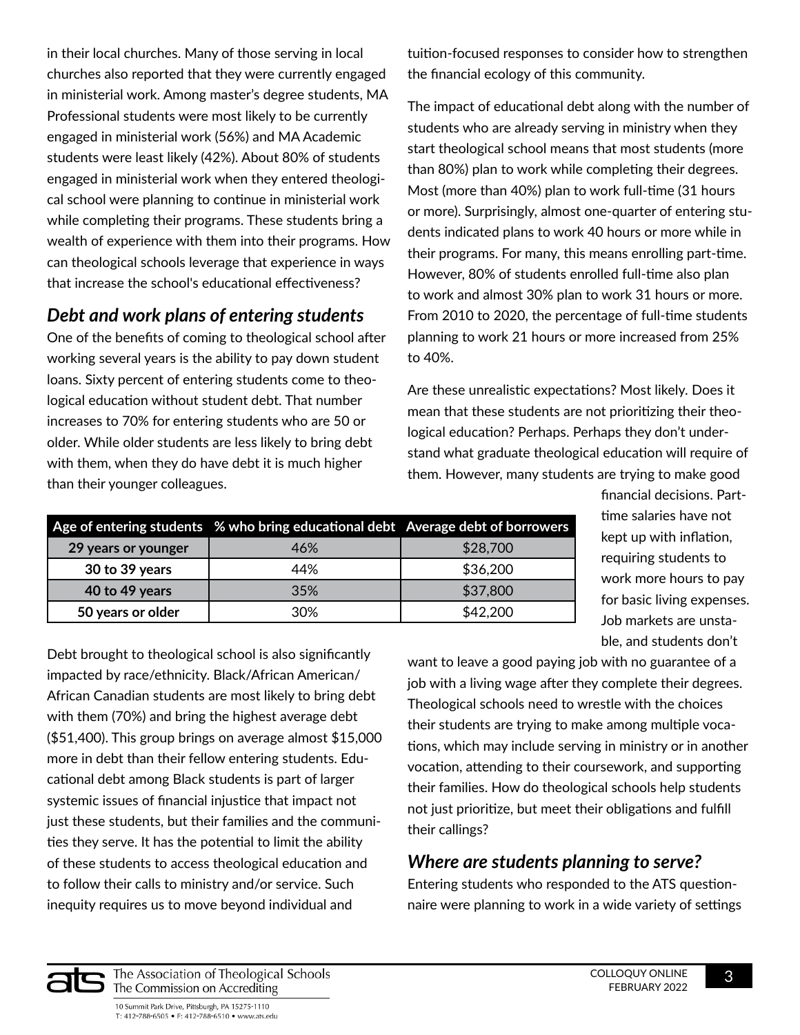in their local churches. Many of those serving in local churches also reported that they were currently engaged in ministerial work. Among master's degree students, MA Professional students were most likely to be currently engaged in ministerial work (56%) and MA Academic students were least likely (42%). About 80% of students engaged in ministerial work when they entered theological school were planning to continue in ministerial work while completing their programs. These students bring a wealth of experience with them into their programs. How can theological schools leverage that experience in ways that increase the school's educational effectiveness?

## *Debt and work plans of entering students*

One of the benefits of coming to theological school after working several years is the ability to pay down student loans. Sixty percent of entering students come to theological education without student debt. That number increases to 70% for entering students who are 50 or older. While older students are less likely to bring debt with them, when they do have debt it is much higher than their younger colleagues.

| Age of entering students | % who bring educational debt | Average debt of borrowers |
|---|---|---|
| **29 years or younger** | 46% | $28,700 |
| **30 to 39 years** | 44% | $36,200 |
| **40 to 49 years** | 35% | $37,800 |
| **50 years or older** | 30% | $42,200 |

Debt brought to theological school is also significantly impacted by race/ethnicity. Black/African American/African Canadian students are most likely to bring debt with them (70%) and bring the highest average debt ($51,400). This group brings on average almost $15,000 more in debt than their fellow entering students. Educational debt among Black students is part of larger systemic issues of financial injustice that impact not just these students, but their families and the communities they serve. It has the potential to limit the ability of these students to access theological education and to follow their calls to ministry and/or service. Such inequity requires us to move beyond individual and tuition-focused responses to consider how to strengthen the financial ecology of this community.

The impact of educational debt along with the number of students who are already serving in ministry when they start theological school means that most students (more than 80%) plan to work while completing their degrees. Most (more than 40%) plan to work full-time (31 hours or more). Surprisingly, almost one-quarter of entering students indicated plans to work 40 hours or more while in their programs. For many, this means enrolling part-time. However, 80% of students enrolled full-time also plan to work and almost 30% plan to work 31 hours or more. From 2010 to 2020, the percentage of full-time students planning to work 21 hours or more increased from 25% to 40%.

Are these unrealistic expectations? Most likely. Does it mean that these students are not prioritizing their theological education? Perhaps. Perhaps they don't understand what graduate theological education will require of them. However, many students are trying to make good financial decisions. Part-time salaries have not kept up with inflation, requiring students to work more hours to pay for basic living expenses. Job markets are unstable, and students don't want to leave a good paying job with no guarantee of a job with a living wage after they complete their degrees. Theological schools need to wrestle with the choices their students are trying to make among multiple vocations, which may include serving in ministry or in another vocation, attending to their coursework, and supporting their families. How do theological schools help students not just prioritize, but meet their obligations and fulfill their callings?

## *Where are students planning to serve?*

Entering students who responded to the ATS questionnaire were planning to work in a wide variety of settings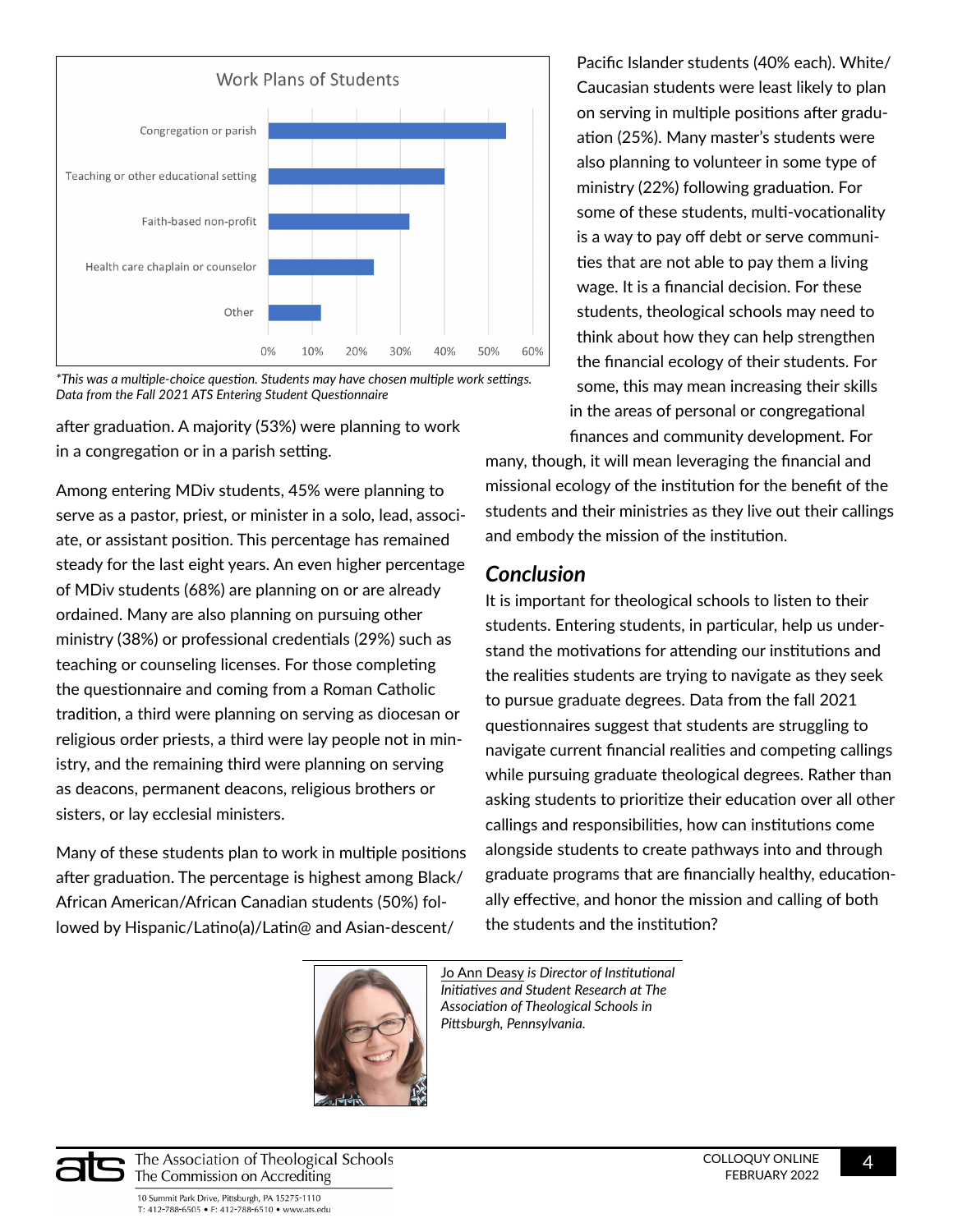Work Plans of Students

Congregation or parish

Teaching or other educational setting

Faith-based non-profit

Health care chaplain or counselor

Other

0% 10% 20% 30% 40% 50% 60%

*\*This was a multiple-choice question. Students may have chosen multiple work settings. Data from the Fall 2021 ATS Entering Student Questionnaire*

after graduation. A majority (53%) were planning to work in a congregation or in a parish setting.

Among entering MDiv students, 45% were planning to serve as a pastor, priest, or minister in a solo, lead, associate, or assistant position. This percentage has remained steady for the last eight years. An even higher percentage of MDiv students (68%) are planning on or are already ordained. Many are also planning on pursuing other ministry (38%) or professional credentials (29%) such as teaching or counseling licenses. For those completing the questionnaire and coming from a Roman Catholic tradition, a third were planning on serving as diocesan or religious order priests, a third were lay people not in ministry, and the remaining third were planning on serving as deacons, permanent deacons, religious brothers or sisters, or lay ecclesial ministers.

Many of these students plan to work in multiple positions after graduation. The percentage is highest among Black/African American/African Canadian students (50%) followed by Hispanic/Latino(a)/Latin@ and Asian-descent/Pacific Islander students (40% each). White/Caucasian students were least likely to plan on serving in multiple positions after graduation (25%). Many master's students were also planning to volunteer in some type of ministry (22%) following graduation. For some of these students, multi-vocationality is a way to pay off debt or serve communities that are not able to pay them a living wage. It is a financial decision. For these students, theological schools may need to think about how they can help strengthen the financial ecology of their students. For some, this may mean increasing their skills in the areas of personal or congregational finances and community development. For many, though, it will mean leveraging the financial and missional ecology of the institution for the benefit of the students and their ministries as they live out their callings and embody the mission of the institution.

## *Conclusion*

It is important for theological schools to listen to their students. Entering students, in particular, help us understand the motivations for attending our institutions and the realities students are trying to navigate as they seek to pursue graduate degrees. Data from the fall 2021 questionnaires suggest that students are struggling to navigate current financial realities and competing callings while pursuing graduate theological degrees. Rather than asking students to prioritize their education over all other callings and responsibilities, how can institutions come alongside students to create pathways into and through graduate programs that are financially healthy, educationally effective, and honor the mission and calling of both the students and the institution?

*Jo Ann Deasy is Director of Institutional Initiatives and Student Research at The Association of Theological Schools in Pittsburgh, Pennsylvania.*